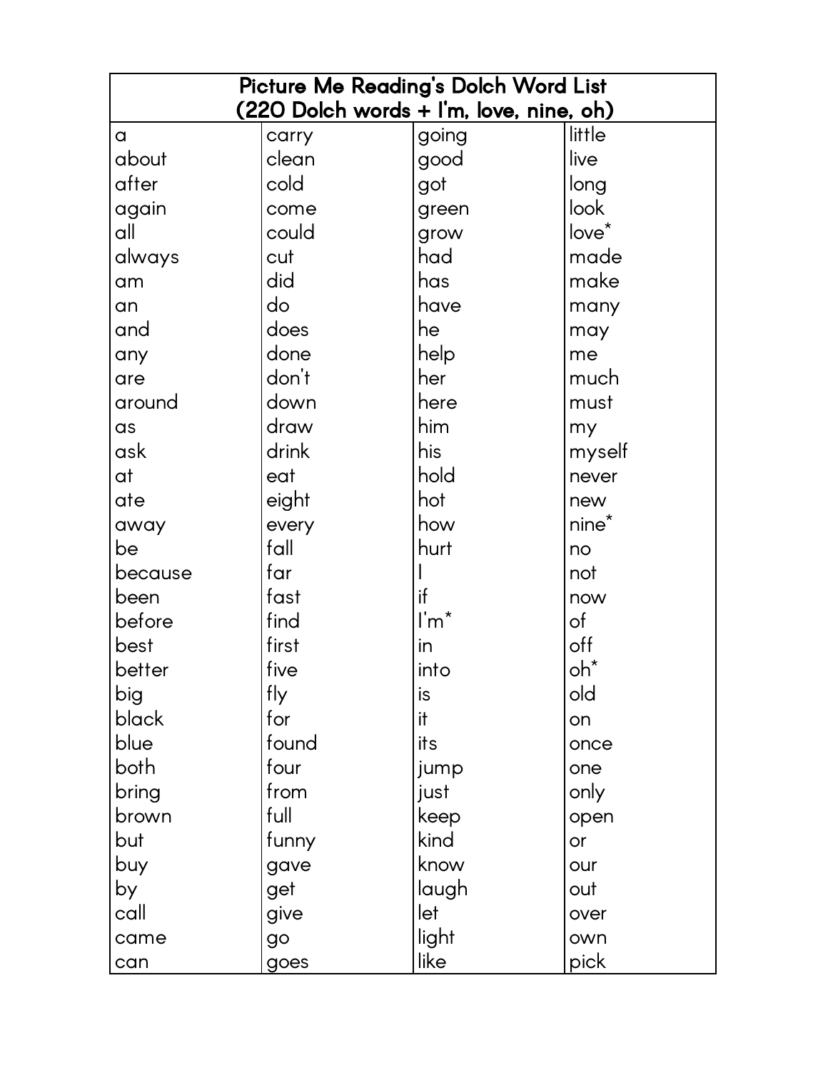| Picture Me Reading's Dolch Word List<br>(220 Dolch words + I'm, love, nine, oh) | | | |
|---|---|---|---|
| a | carry | going | little |
| about | clean | good | live |
| after | cold | got | long |
| again | come | green | look |
| all | could | grow | love* |
| always | cut | had | made |
| am | did | has | make |
| an | do | have | many |
| and | does | he | may |
| any | done | help | me |
| are | don't | her | much |
| around | down | here | must |
| as | draw | him | my |
| ask | drink | his | myself |
| at | eat | hold | never |
| ate | eight | hot | new |
| away | every | how | nine* |
| be | fall | hurt | no |
| because | far | I | not |
| been | fast | if | now |
| before | find | I'm* | of |
| best | first | in | off |
| better | five | into | oh* |
| big | fly | is | old |
| black | for | it | on |
| blue | found | its | once |
| both | four | jump | one |
| bring | from | just | only |
| brown | full | keep | open |
| but | funny | kind | or |
| buy | gave | know | our |
| by | get | laugh | out |
| call | give | let | over |
| came | go | light | own |
| can | goes | like | pick |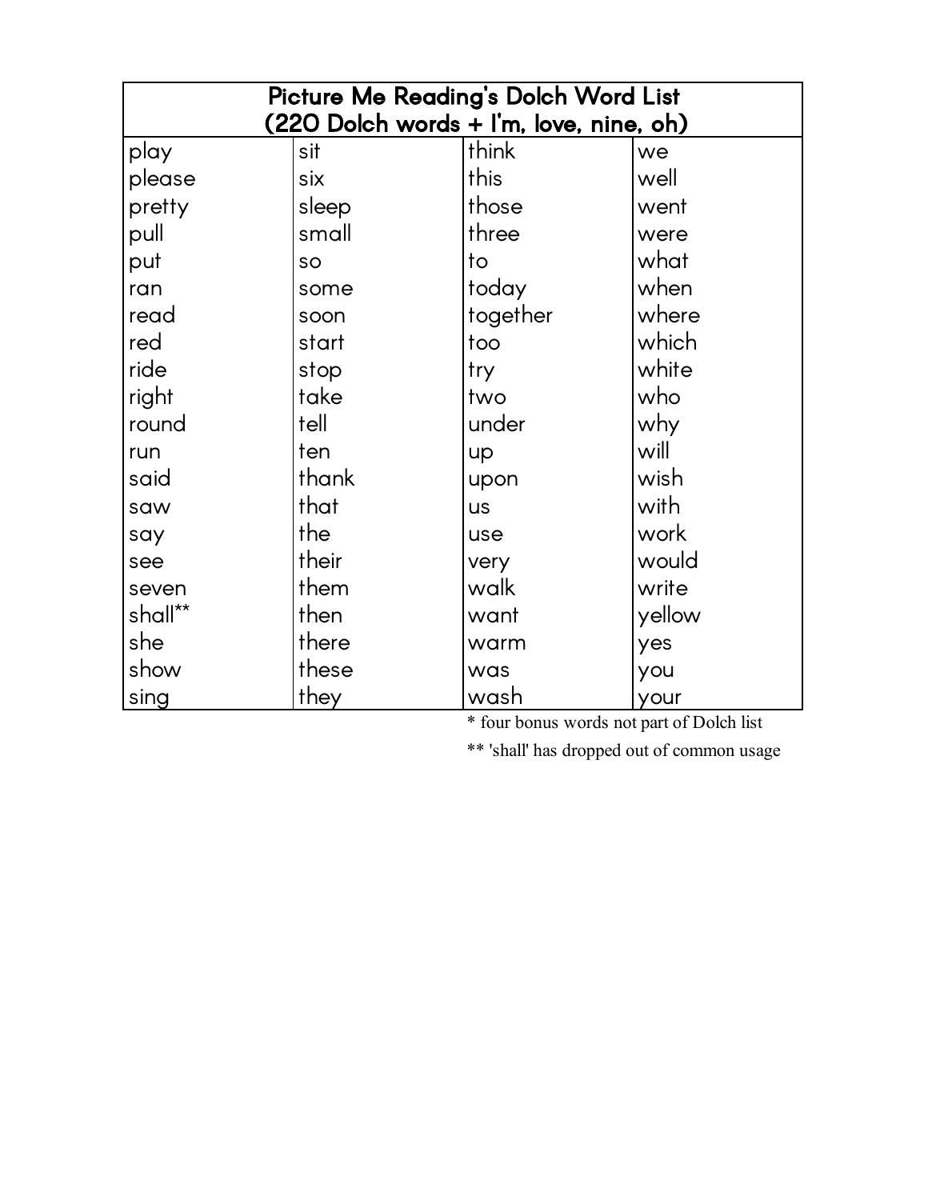| Picture Me Reading's Dolch Word List (220 Dolch words + I'm, love, nine, oh) | | | |
|---|---|---|---|
| play | sit | think | we |
| please | six | this | well |
| pretty | sleep | those | went |
| pull | small | three | were |
| put | so | to | what |
| ran | some | today | when |
| read | soon | together | where |
| red | start | too | which |
| ride | stop | try | white |
| right | take | two | who |
| round | tell | under | why |
| run | ten | up | will |
| said | thank | upon | wish |
| saw | that | us | with |
| say | the | use | work |
| see | their | very | would |
| seven | them | walk | write |
| shall** | then | want | yellow |
| she | there | warm | yes |
| show | these | was | you |
| sing | they | wash | your |

* four bonus words not part of Dolch list

** 'shall' has dropped out of common usage